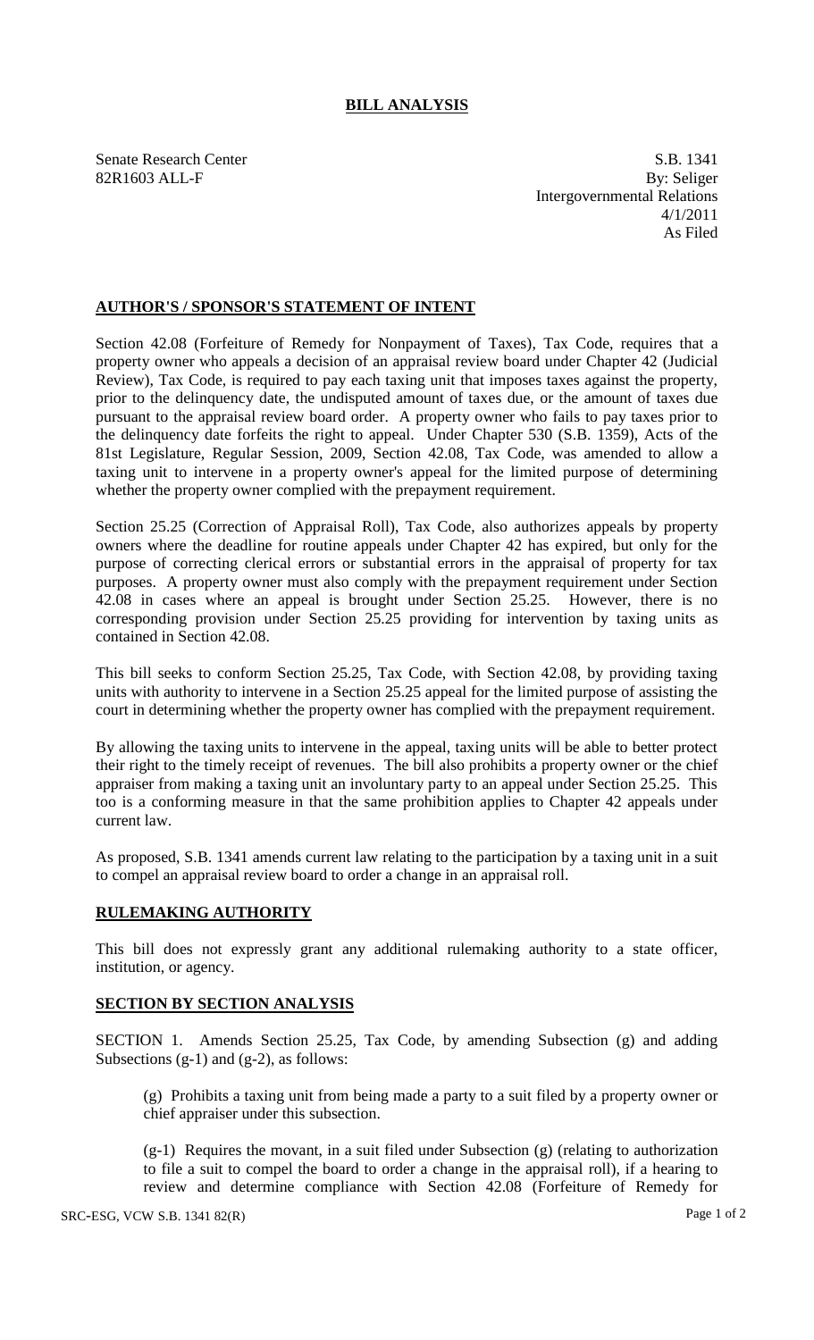# BILL ANALYSIS

Senate Research Center
82R1603 ALL-F

S.B. 1341
By: Seliger
Intergovernmental Relations
4/1/2011
As Filed

## AUTHOR'S / SPONSOR'S STATEMENT OF INTENT

Section 42.08 (Forfeiture of Remedy for Nonpayment of Taxes), Tax Code, requires that a property owner who appeals a decision of an appraisal review board under Chapter 42 (Judicial Review), Tax Code, is required to pay each taxing unit that imposes taxes against the property, prior to the delinquency date, the undisputed amount of taxes due, or the amount of taxes due pursuant to the appraisal review board order. A property owner who fails to pay taxes prior to the delinquency date forfeits the right to appeal. Under Chapter 530 (S.B. 1359), Acts of the 81st Legislature, Regular Session, 2009, Section 42.08, Tax Code, was amended to allow a taxing unit to intervene in a property owner's appeal for the limited purpose of determining whether the property owner complied with the prepayment requirement.

Section 25.25 (Correction of Appraisal Roll), Tax Code, also authorizes appeals by property owners where the deadline for routine appeals under Chapter 42 has expired, but only for the purpose of correcting clerical errors or substantial errors in the appraisal of property for tax purposes. A property owner must also comply with the prepayment requirement under Section 42.08 in cases where an appeal is brought under Section 25.25. However, there is no corresponding provision under Section 25.25 providing for intervention by taxing units as contained in Section 42.08.

This bill seeks to conform Section 25.25, Tax Code, with Section 42.08, by providing taxing units with authority to intervene in a Section 25.25 appeal for the limited purpose of assisting the court in determining whether the property owner has complied with the prepayment requirement.

By allowing the taxing units to intervene in the appeal, taxing units will be able to better protect their right to the timely receipt of revenues. The bill also prohibits a property owner or the chief appraiser from making a taxing unit an involuntary party to an appeal under Section 25.25. This too is a conforming measure in that the same prohibition applies to Chapter 42 appeals under current law.

As proposed, S.B. 1341 amends current law relating to the participation by a taxing unit in a suit to compel an appraisal review board to order a change in an appraisal roll.

## RULEMAKING AUTHORITY

This bill does not expressly grant any additional rulemaking authority to a state officer, institution, or agency.

## SECTION BY SECTION ANALYSIS

SECTION 1. Amends Section 25.25, Tax Code, by amending Subsection (g) and adding Subsections (g-1) and (g-2), as follows:

> (g) Prohibits a taxing unit from being made a party to a suit filed by a property owner or chief appraiser under this subsection.
>
> (g-1) Requires the movant, in a suit filed under Subsection (g) (relating to authorization to file a suit to compel the board to order a change in the appraisal roll), if a hearing to review and determine compliance with Section 42.08 (Forfeiture of Remedy for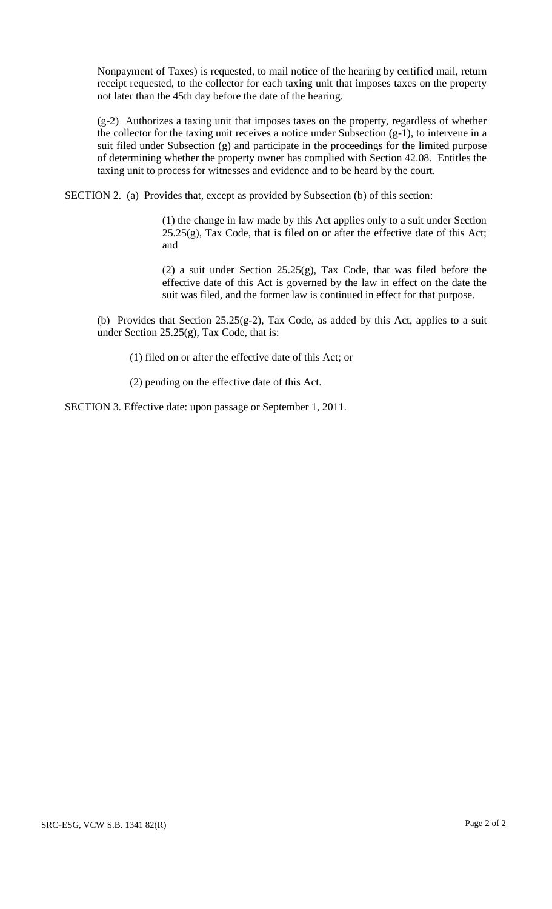Nonpayment of Taxes) is requested, to mail notice of the hearing by certified mail, return receipt requested, to the collector for each taxing unit that imposes taxes on the property not later than the 45th day before the date of the hearing.

(g-2) Authorizes a taxing unit that imposes taxes on the property, regardless of whether the collector for the taxing unit receives a notice under Subsection (g-1), to intervene in a suit filed under Subsection (g) and participate in the proceedings for the limited purpose of determining whether the property owner has complied with Section 42.08. Entitles the taxing unit to process for witnesses and evidence and to be heard by the court.

SECTION 2. (a) Provides that, except as provided by Subsection (b) of this section:

(1) the change in law made by this Act applies only to a suit under Section 25.25(g), Tax Code, that is filed on or after the effective date of this Act; and

(2) a suit under Section 25.25(g), Tax Code, that was filed before the effective date of this Act is governed by the law in effect on the date the suit was filed, and the former law is continued in effect for that purpose.

(b) Provides that Section 25.25(g-2), Tax Code, as added by this Act, applies to a suit under Section 25.25(g), Tax Code, that is:

(1) filed on or after the effective date of this Act; or

(2) pending on the effective date of this Act.

SECTION 3. Effective date: upon passage or September 1, 2011.